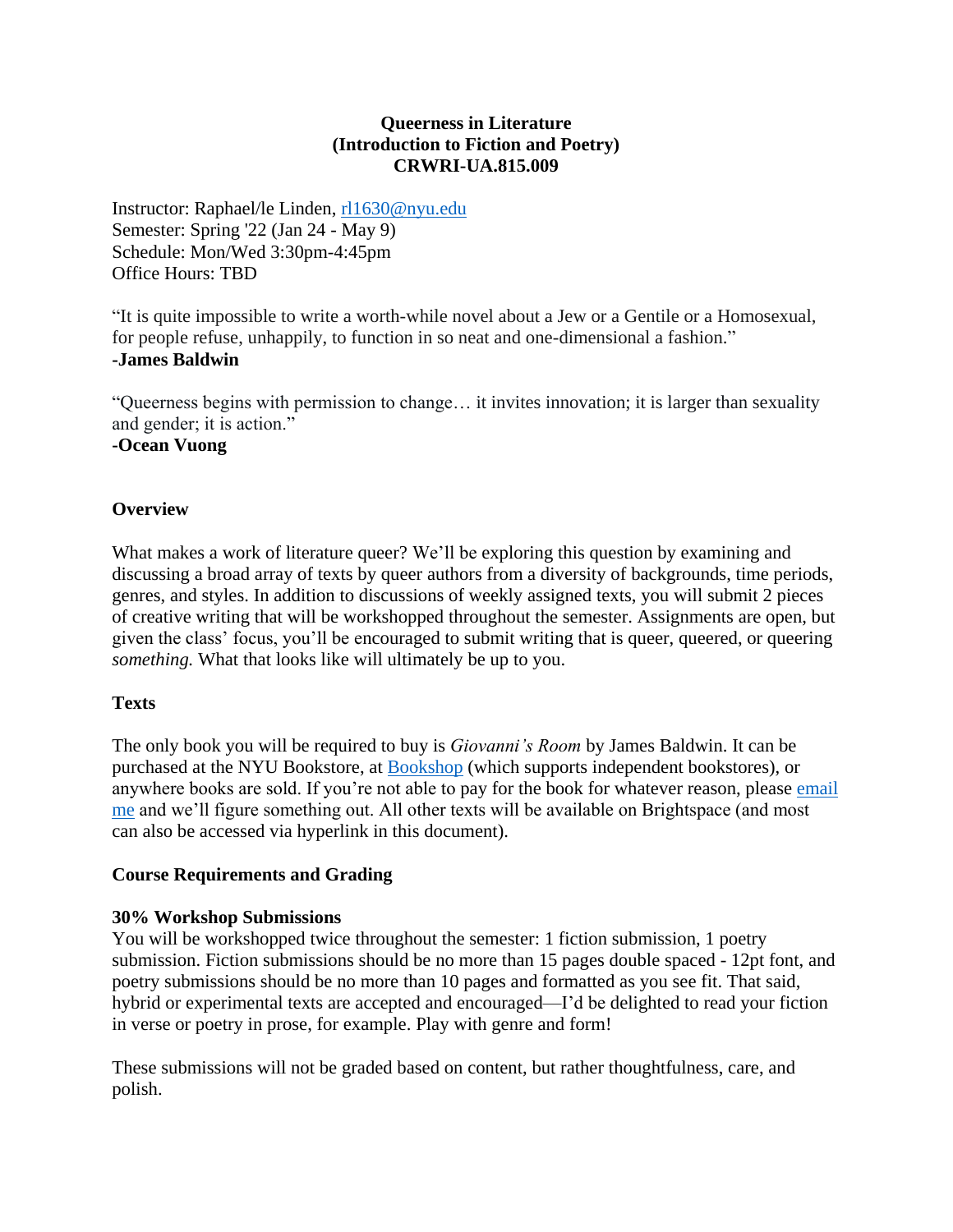# Queerness in Literature
## (Introduction to Fiction and Poetry)
## CRWRI-UA.815.009

Instructor: Raphael/le Linden, rl1630@nyu.edu
Semester: Spring '22 (Jan 24 - May 9)
Schedule: Mon/Wed 3:30pm-4:45pm
Office Hours: TBD

"It is quite impossible to write a worth-while novel about a Jew or a Gentile or a Homosexual, for people refuse, unhappily, to function in so neat and one-dimensional a fashion."
**-James Baldwin**

"Queerness begins with permission to change… it invites innovation; it is larger than sexuality and gender; it is action."
**-Ocean Vuong**

### Overview

What makes a work of literature queer? We'll be exploring this question by examining and discussing a broad array of texts by queer authors from a diversity of backgrounds, time periods, genres, and styles. In addition to discussions of weekly assigned texts, you will submit 2 pieces of creative writing that will be workshopped throughout the semester. Assignments are open, but given the class' focus, you'll be encouraged to submit writing that is queer, queered, or queering *something.* What that looks like will ultimately be up to you.

### Texts

The only book you will be required to buy is *Giovanni's Room* by James Baldwin. It can be purchased at the NYU Bookstore, at Bookshop (which supports independent bookstores), or anywhere books are sold. If you're not able to pay for the book for whatever reason, please email me and we'll figure something out. All other texts will be available on Brightspace (and most can also be accessed via hyperlink in this document).

### Course Requirements and Grading

**30% Workshop Submissions**
You will be workshopped twice throughout the semester: 1 fiction submission, 1 poetry submission. Fiction submissions should be no more than 15 pages double spaced - 12pt font, and poetry submissions should be no more than 10 pages and formatted as you see fit. That said, hybrid or experimental texts are accepted and encouraged—I'd be delighted to read your fiction in verse or poetry in prose, for example. Play with genre and form!

These submissions will not be graded based on content, but rather thoughtfulness, care, and polish.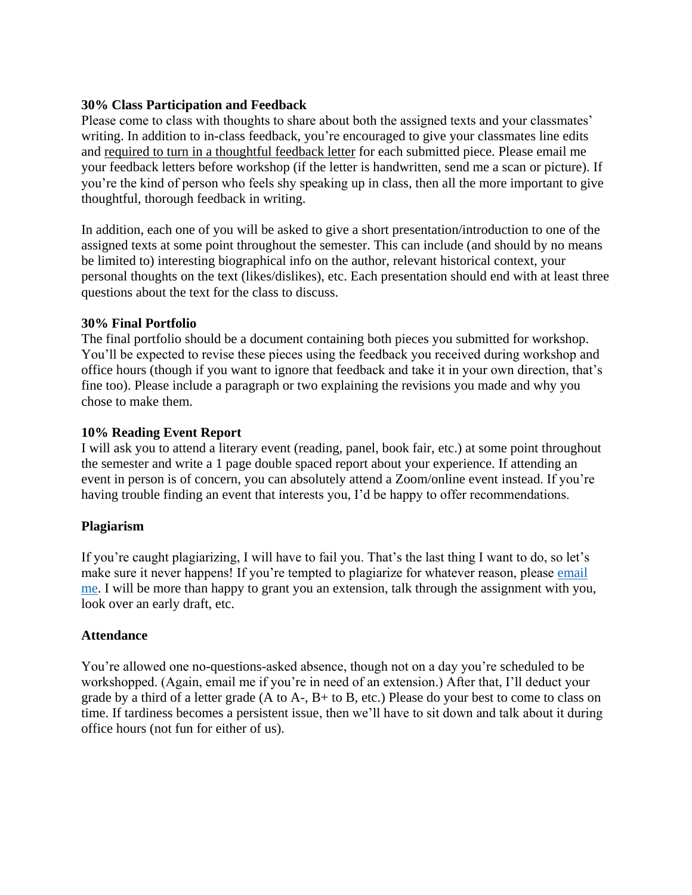**30% Class Participation and Feedback**

Please come to class with thoughts to share about both the assigned texts and your classmates' writing. In addition to in-class feedback, you're encouraged to give your classmates line edits and required to turn in a thoughtful feedback letter for each submitted piece. Please email me your feedback letters before workshop (if the letter is handwritten, send me a scan or picture). If you're the kind of person who feels shy speaking up in class, then all the more important to give thoughtful, thorough feedback in writing.

In addition, each one of you will be asked to give a short presentation/introduction to one of the assigned texts at some point throughout the semester. This can include (and should by no means be limited to) interesting biographical info on the author, relevant historical context, your personal thoughts on the text (likes/dislikes), etc. Each presentation should end with at least three questions about the text for the class to discuss.

**30% Final Portfolio**

The final portfolio should be a document containing both pieces you submitted for workshop. You'll be expected to revise these pieces using the feedback you received during workshop and office hours (though if you want to ignore that feedback and take it in your own direction, that's fine too). Please include a paragraph or two explaining the revisions you made and why you chose to make them.

**10% Reading Event Report**

I will ask you to attend a literary event (reading, panel, book fair, etc.) at some point throughout the semester and write a 1 page double spaced report about your experience. If attending an event in person is of concern, you can absolutely attend a Zoom/online event instead. If you're having trouble finding an event that interests you, I'd be happy to offer recommendations.

**Plagiarism**

If you're caught plagiarizing, I will have to fail you. That's the last thing I want to do, so let's make sure it never happens! If you're tempted to plagiarize for whatever reason, please email me. I will be more than happy to grant you an extension, talk through the assignment with you, look over an early draft, etc.

**Attendance**

You're allowed one no-questions-asked absence, though not on a day you're scheduled to be workshopped. (Again, email me if you're in need of an extension.) After that, I'll deduct your grade by a third of a letter grade (A to A-, B+ to B, etc.) Please do your best to come to class on time. If tardiness becomes a persistent issue, then we'll have to sit down and talk about it during office hours (not fun for either of us).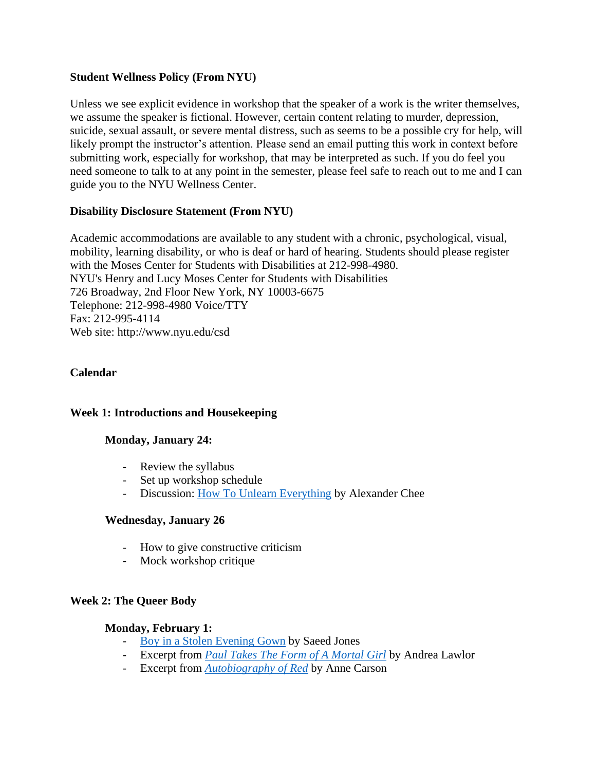**Student Wellness Policy (From NYU)**

Unless we see explicit evidence in workshop that the speaker of a work is the writer themselves, we assume the speaker is fictional. However, certain content relating to murder, depression, suicide, sexual assault, or severe mental distress, such as seems to be a possible cry for help, will likely prompt the instructor's attention. Please send an email putting this work in context before submitting work, especially for workshop, that may be interpreted as such. If you do feel you need someone to talk to at any point in the semester, please feel safe to reach out to me and I can guide you to the NYU Wellness Center.

**Disability Disclosure Statement (From NYU)**

Academic accommodations are available to any student with a chronic, psychological, visual, mobility, learning disability, or who is deaf or hard of hearing. Students should please register with the Moses Center for Students with Disabilities at 212-998-4980.
NYU's Henry and Lucy Moses Center for Students with Disabilities
726 Broadway, 2nd Floor New York, NY 10003-6675
Telephone: 212-998-4980 Voice/TTY
Fax: 212-995-4114
Web site: http://www.nyu.edu/csd

**Calendar**

**Week 1: Introductions and Housekeeping**

**Monday, January 24:**

- Review the syllabus
- Set up workshop schedule
- Discussion: How To Unlearn Everything by Alexander Chee

**Wednesday, January 26**

- How to give constructive criticism
- Mock workshop critique

**Week 2: The Queer Body**

**Monday, February 1:**

- Boy in a Stolen Evening Gown by Saeed Jones
- Excerpt from *Paul Takes The Form of A Mortal Girl* by Andrea Lawlor
- Excerpt from *Autobiography of Red* by Anne Carson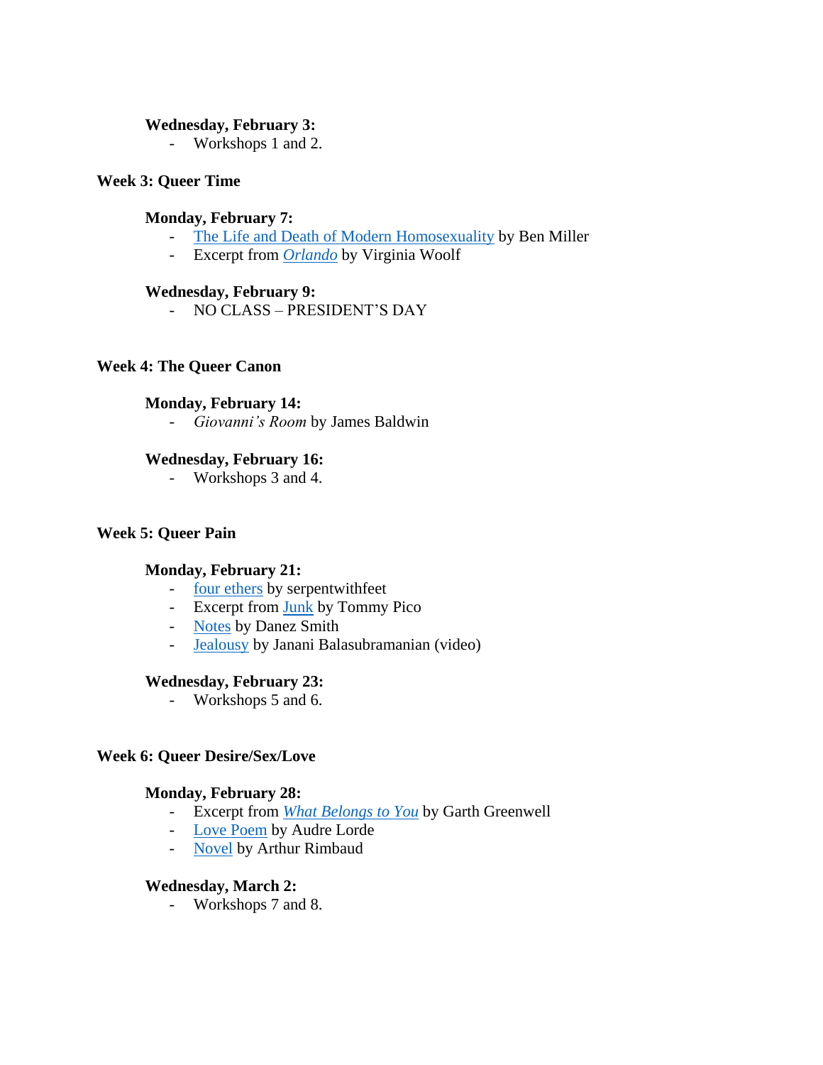**Wednesday, February 3:**

- Workshops 1 and 2.

**Week 3: Queer Time**

**Monday, February 7:**

- The Life and Death of Modern Homosexuality by Ben Miller
- Excerpt from *Orlando* by Virginia Woolf

**Wednesday, February 9:**

- NO CLASS – PRESIDENT'S DAY

**Week 4: The Queer Canon**

**Monday, February 14:**

- *Giovanni's Room* by James Baldwin

**Wednesday, February 16:**

- Workshops 3 and 4.

**Week 5: Queer Pain**

**Monday, February 21:**

- four ethers by serpentwithfeet
- Excerpt from Junk by Tommy Pico
- Notes by Danez Smith
- Jealousy by Janani Balasubramanian (video)

**Wednesday, February 23:**

- Workshops 5 and 6.

**Week 6: Queer Desire/Sex/Love**

**Monday, February 28:**

- Excerpt from *What Belongs to You* by Garth Greenwell
- Love Poem by Audre Lorde
- Novel by Arthur Rimbaud

**Wednesday, March 2:**

- Workshops 7 and 8.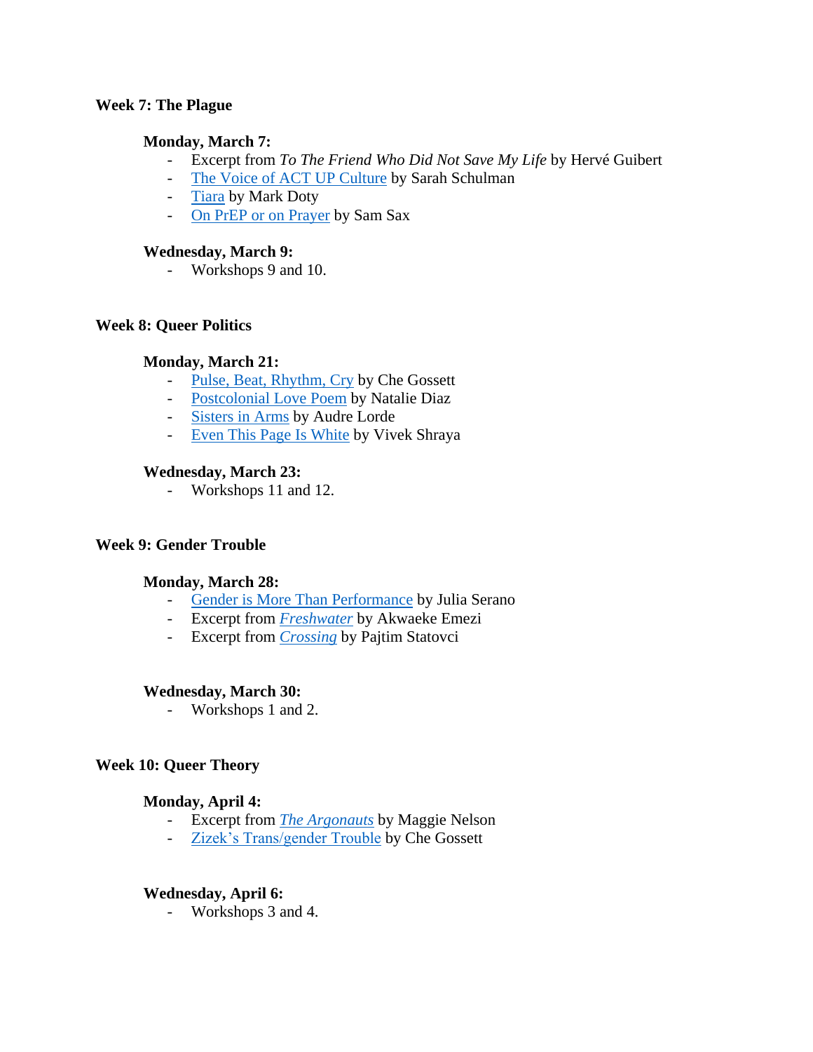**Week 7: The Plague**

**Monday, March 7:**

- Excerpt from *To The Friend Who Did Not Save My Life* by Hervé Guibert
- The Voice of ACT UP Culture by Sarah Schulman
- Tiara by Mark Doty
- On PrEP or on Prayer by Sam Sax

**Wednesday, March 9:**

- Workshops 9 and 10.

**Week 8: Queer Politics**

**Monday, March 21:**

- Pulse, Beat, Rhythm, Cry by Che Gossett
- Postcolonial Love Poem by Natalie Diaz
- Sisters in Arms by Audre Lorde
- Even This Page Is White by Vivek Shraya

**Wednesday, March 23:**

- Workshops 11 and 12.

**Week 9: Gender Trouble**

**Monday, March 28:**

- Gender is More Than Performance by Julia Serano
- Excerpt from *Freshwater* by Akwaeke Emezi
- Excerpt from *Crossing* by Pajtim Statovci

**Wednesday, March 30:**

- Workshops 1 and 2.

**Week 10: Queer Theory**

**Monday, April 4:**

- Excerpt from *The Argonauts* by Maggie Nelson
- Zizek's Trans/gender Trouble by Che Gossett

**Wednesday, April 6:**

- Workshops 3 and 4.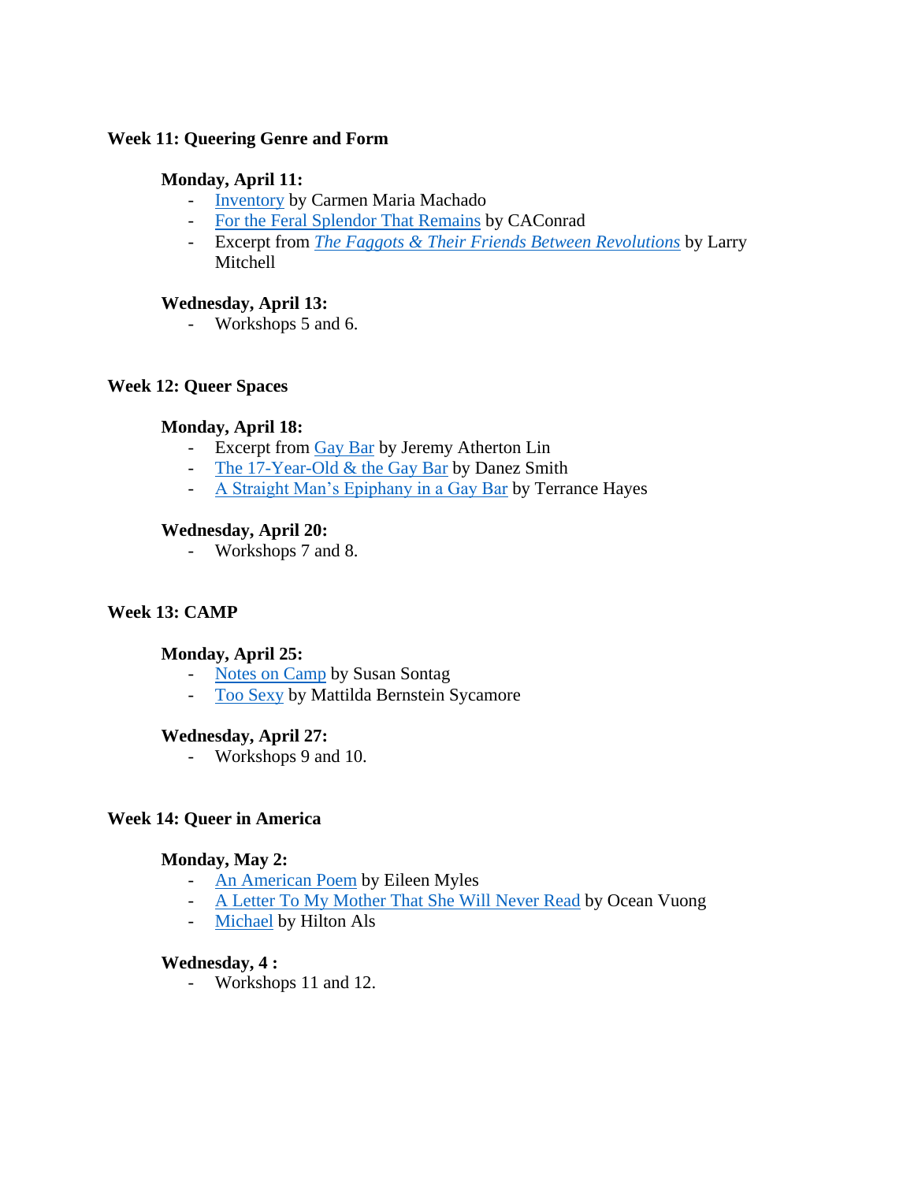**Week 11: Queering Genre and Form**

**Monday, April 11:**

- Inventory by Carmen Maria Machado
- For the Feral Splendor That Remains by CAConrad
- Excerpt from *The Faggots & Their Friends Between Revolutions* by Larry Mitchell

**Wednesday, April 13:**

- Workshops 5 and 6.

**Week 12: Queer Spaces**

**Monday, April 18:**

- Excerpt from Gay Bar by Jeremy Atherton Lin
- The 17-Year-Old & the Gay Bar by Danez Smith
- A Straight Man's Epiphany in a Gay Bar by Terrance Hayes

**Wednesday, April 20:**

- Workshops 7 and 8.

**Week 13: CAMP**

**Monday, April 25:**

- Notes on Camp by Susan Sontag
- Too Sexy by Mattilda Bernstein Sycamore

**Wednesday, April 27:**

- Workshops 9 and 10.

**Week 14: Queer in America**

**Monday, May 2:**

- An American Poem by Eileen Myles
- A Letter To My Mother That She Will Never Read by Ocean Vuong
- Michael by Hilton Als

**Wednesday, 4 :**

- Workshops 11 and 12.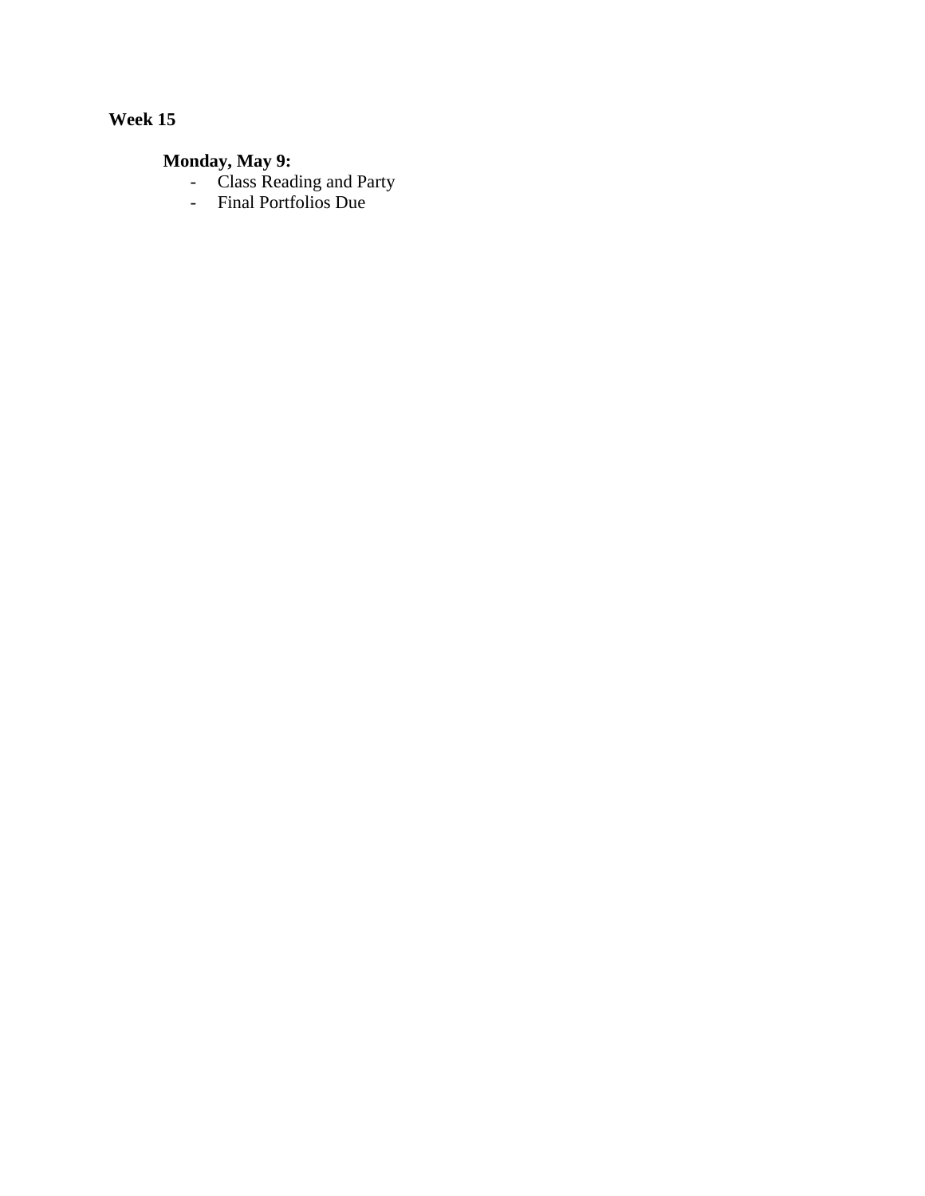**Week 15**

**Monday, May 9:**

- Class Reading and Party
- Final Portfolios Due